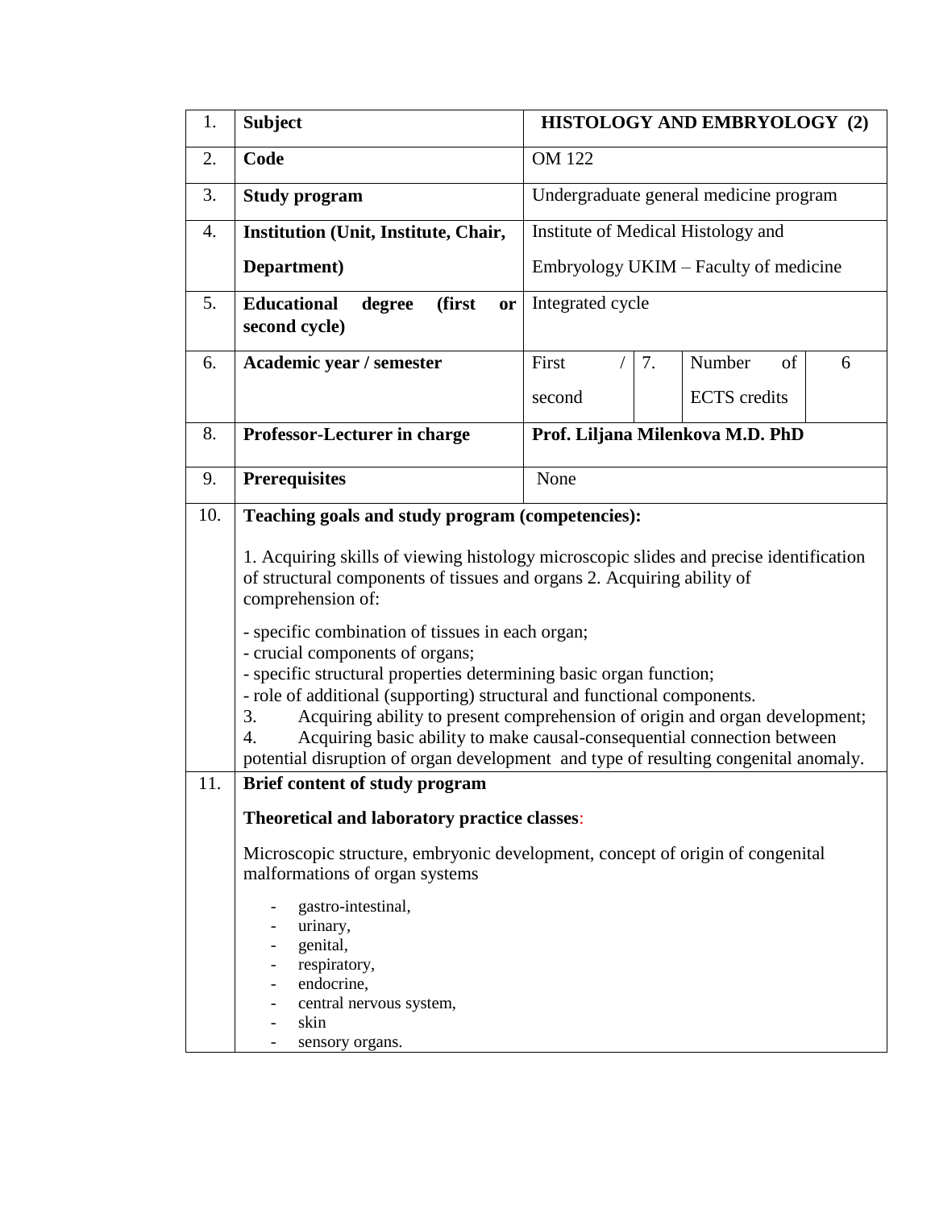| 1. | **Subject** | **HISTOLOGY AND EMBRYOLOGY (2)** | | | |
|---|---|---|---|---|---|
| 2. | **Code** | OM 122 | | | |
| 3. | **Study program** | Undergraduate general medicine program | | | |
| 4. | **Institution (Unit, Institute, Chair, Department)** | Institute of Medical Histology and Embryology UKIM – Faculty of medicine | | | |
| 5. | **Educational degree (first or second cycle)** | Integrated cycle | | | |
| 6. | **Academic year / semester** | First / second | 7. | Number of ECTS credits | 6 |
| 8. | **Professor-Lecturer in charge** | **Prof. Liljana Milenkova M.D. PhD** | | | |
| 9. | **Prerequisites** | None | | | |

**10. Teaching goals and study program (competencies):**

1. Acquiring skills of viewing histology microscopic slides and precise identification of structural components of tissues and organs 2. Acquiring ability of comprehension of:

- specific combination of tissues in each organ;
- crucial components of organs;
- specific structural properties determining basic organ function;
- role of additional (supporting) structural and functional components.

3. Acquiring ability to present comprehension of origin and organ development;
4. Acquiring basic ability to make causal-consequential connection between potential disruption of organ development and type of resulting congenital anomaly.

**11. Brief content of study program**

**Theoretical and laboratory practice classes**:

Microscopic structure, embryonic development, concept of origin of congenital malformations of organ systems

- gastro-intestinal,
- urinary,
- genital,
- respiratory,
- endocrine,
- central nervous system,
- skin
- sensory organs.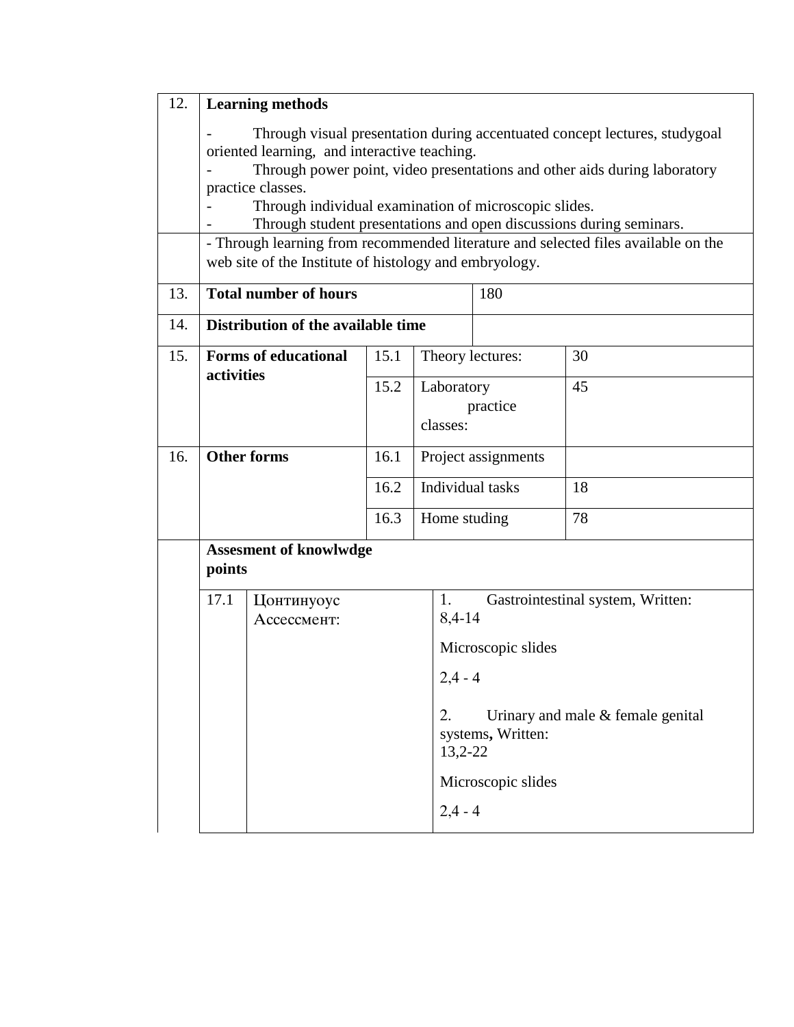| | | | | | |
|---|---|---|---|---|---|
| 12. | **Learning methods**<br>- Through visual presentation during accentuated concept lectures, studygoal oriented learning, and interactive teaching.<br>- Through power point, video presentations and other aids during laboratory practice classes.<br>- Through individual examination of microscopic slides.<br>- Through student presentations and open discussions during seminars. | | | | |
| | - Through learning from recommended literature and selected files available on the web site of the Institute of histology and embryology. | | | | |
| 13. | **Total number of hours** | | | 180 | |
| 14. | **Distribution of the available time** | | | | |
| 15. | **Forms of educational activities** | 15.1 | Theory lectures: | | 30 |
| | | 15.2 | Laboratory practice classes: | | 45 |
| 16. | **Other forms** | 16.1 | Project assignments | | |
| | | 16.2 | Individual tasks | | 18 |
| | | 16.3 | Home studing | | 78 |

**Assesment of knowlwdge points**

| | | |
|---|---|---|
| 17.1 | Цонтинуоус Ассессмент: | 1. Gastrointestinal system, Written: 8,4-14<br>Microscopic slides<br>2,4 - 4<br>2. Urinary and male & female genital systems**,** Written: 13,2-22<br>Microscopic slides<br>2,4 - 4 |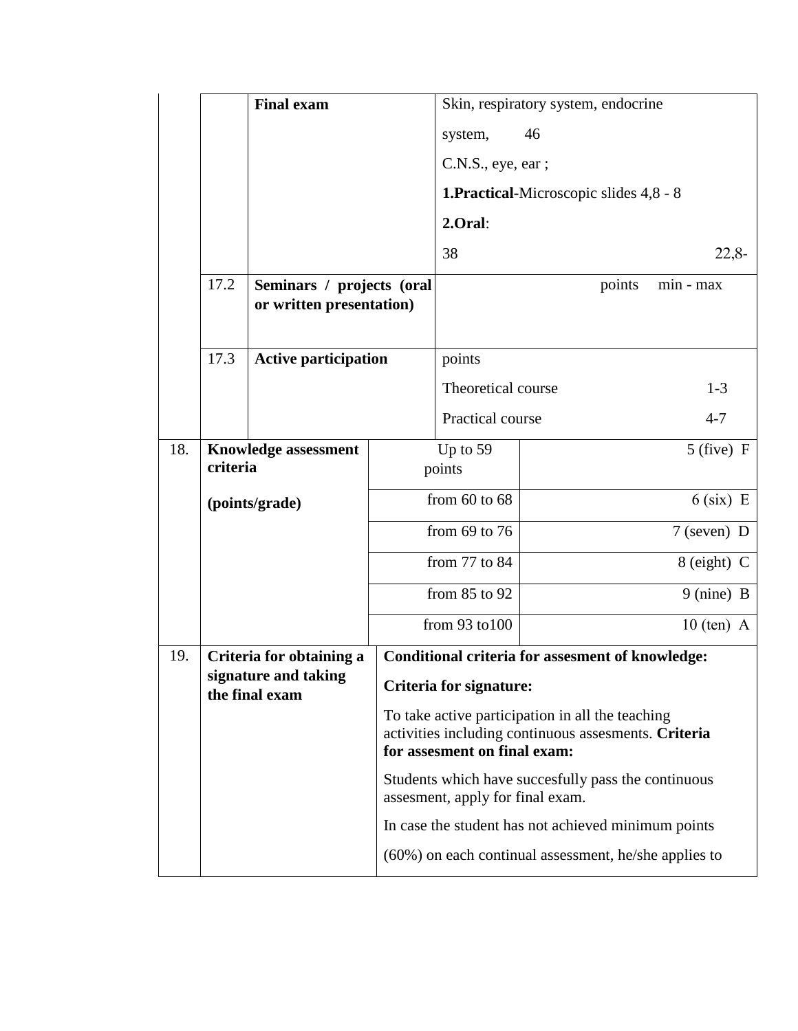| | | | | |
|---|---|---|---|---|
| | | **Final exam** | Skin, respiratory system, endocrine system, 46<br>C.N.S., eye, ear ;<br>**1.Practical**-Microscopic slides 4,8 - 8<br>**2.Oral**:<br>38 22,8- | |
| | 17.2 | **Seminars / projects (oral or written presentation)** | points min - max | |
| | 17.3 | **Active participation** | points<br>Theoretical course 1-3<br>Practical course 4-7 | |
| 18. | **Knowledge assessment criteria**<br><br>**(points/grade)** | | Up to 59 points | 5 (five) F |
| | | | from 60 to 68 | 6 (six) E |
| | | | from 69 to 76 | 7 (seven) D |
| | | | from 77 to 84 | 8 (eight) C |
| | | | from 85 to 92 | 9 (nine) B |
| | | | from 93 to100 | 10 (ten) A |
| 19. | **Criteria for obtaining a signature and taking the final exam** | | **Conditional criteria for assesment of knowledge:**<br>**Criteria for signature:**<br>To take active participation in all the teaching activities including continuous assesments. **Criteria for assesment on final exam:**<br>Students which have succesfully pass the continuous assesment, apply for final exam.<br>In case the student has not achieved minimum points (60%) on each continual assessment, he/she applies to | |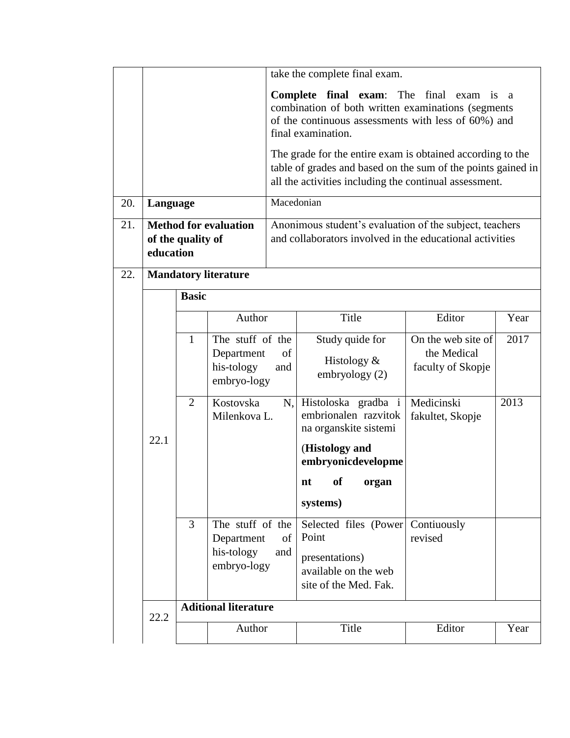| | | |
|---|---|---|
| | | take the complete final exam.<br><br>**Complete final exam**: The final exam is a combination of both written examinations (segments of the continuous assessments with less of 60%) and final examination.<br><br>The grade for the entire exam is obtained according to the table of grades and based on the sum of the points gained in all the activities including the continual assessment. |
| 20. | **Language** | Macedonian |
| 21. | **Method for evaluation of the quality of education** | Anonimous student's evaluation of the subject, teachers and collaborators involved in the educational activities |
| 22. | **Mandatory literature** | |

**22.1 Basic**

| | Author | Title | Editor | Year |
|---|---|---|---|---|
| 1 | The stuff of the Department of his-tology and embryo-logy | Study quide for Histology & embryology (2) | On the web site of the Medical faculty of Skopje | 2017 |
| 2 | Kostovska N, Milenkova L. | Histoloska gradba i embrionalen razvitok na organskite sistemi (**Histology and embryonicdevelopment of organ systems)** | Medicinski fakultet, Skopje | 2013 |
| 3 | The stuff of the Department of his-tology and embryo-logy | Selected files (Power Point presentations) available on the web site of the Med. Fak. | Contiuously revised | |

**22.2 Aditional literature**

| | Author | Title | Editor | Year |
|---|---|---|---|---|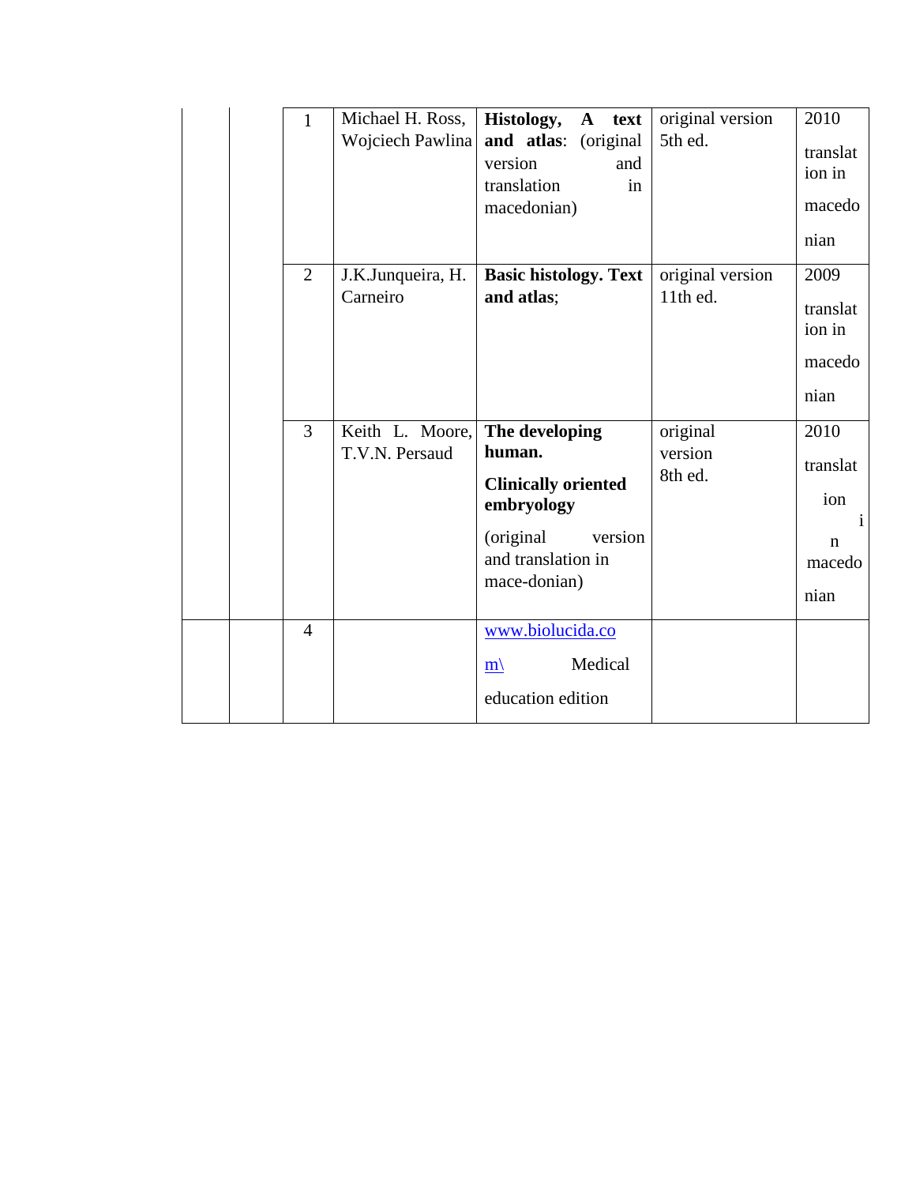| | | | | | | |
|---|---|---|---|---|---|---|
| | | 1 | Michael H. Ross, Wojciech Pawlina | **Histology, A text and atlas**: (original version and translation in macedonian) | original version 5th ed. | 2010 translation in macedonian |
| | | 2 | J.K.Junqueira, H. Carneiro | **Basic histology. Text and atlas**; | original version 11th ed. | 2009 translation in macedonian |
| | | 3 | Keith L. Moore, T.V.N. Persaud | **The developing human. Clinically oriented embryology** (original version and translation in mace-donian) | original version 8th ed. | 2010 translation in macedonian |
| | | 4 | | [www.biolucida.com\\](www.biolucida.com\\) Medical education edition | | |